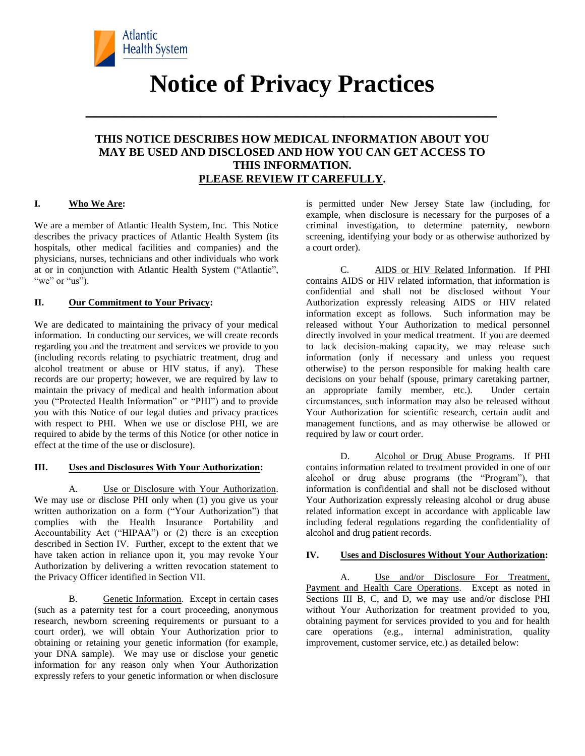Atlantic Health System

# Notice of Privacy Practices

## THIS NOTICE DESCRIBES HOW MEDICAL INFORMATION ABOUT YOU MAY BE USED AND DISCLOSED AND HOW YOU CAN GET ACCESS TO THIS INFORMATION. PLEASE REVIEW IT CAREFULLY.

### I. Who We Are:

We are a member of Atlantic Health System, Inc. This Notice describes the privacy practices of Atlantic Health System (its hospitals, other medical facilities and companies) and the physicians, nurses, technicians and other individuals who work at or in conjunction with Atlantic Health System ("Atlantic", "we" or "us").

### II. Our Commitment to Your Privacy:

We are dedicated to maintaining the privacy of your medical information. In conducting our services, we will create records regarding you and the treatment and services we provide to you (including records relating to psychiatric treatment, drug and alcohol treatment or abuse or HIV status, if any). These records are our property; however, we are required by law to maintain the privacy of medical and health information about you ("Protected Health Information" or "PHI") and to provide you with this Notice of our legal duties and privacy practices with respect to PHI. When we use or disclose PHI, we are required to abide by the terms of this Notice (or other notice in effect at the time of the use or disclosure).

### III. Uses and Disclosures With Your Authorization:

A. Use or Disclosure with Your Authorization. We may use or disclose PHI only when (1) you give us your written authorization on a form ("Your Authorization") that complies with the Health Insurance Portability and Accountability Act ("HIPAA") or (2) there is an exception described in Section IV. Further, except to the extent that we have taken action in reliance upon it, you may revoke Your Authorization by delivering a written revocation statement to the Privacy Officer identified in Section VII.

B. Genetic Information. Except in certain cases (such as a paternity test for a court proceeding, anonymous research, newborn screening requirements or pursuant to a court order), we will obtain Your Authorization prior to obtaining or retaining your genetic information (for example, your DNA sample). We may use or disclose your genetic information for any reason only when Your Authorization expressly refers to your genetic information or when disclosure is permitted under New Jersey State law (including, for example, when disclosure is necessary for the purposes of a criminal investigation, to determine paternity, newborn screening, identifying your body or as otherwise authorized by a court order).

C. AIDS or HIV Related Information. If PHI contains AIDS or HIV related information, that information is confidential and shall not be disclosed without Your Authorization expressly releasing AIDS or HIV related information except as follows. Such information may be released without Your Authorization to medical personnel directly involved in your medical treatment. If you are deemed to lack decision-making capacity, we may release such information (only if necessary and unless you request otherwise) to the person responsible for making health care decisions on your behalf (spouse, primary caretaking partner, an appropriate family member, etc.). Under certain circumstances, such information may also be released without Your Authorization for scientific research, certain audit and management functions, and as may otherwise be allowed or required by law or court order.

D. Alcohol or Drug Abuse Programs. If PHI contains information related to treatment provided in one of our alcohol or drug abuse programs (the "Program"), that information is confidential and shall not be disclosed without Your Authorization expressly releasing alcohol or drug abuse related information except in accordance with applicable law including federal regulations regarding the confidentiality of alcohol and drug patient records.

### IV. Uses and Disclosures Without Your Authorization:

A. Use and/or Disclosure For Treatment, Payment and Health Care Operations. Except as noted in Sections III B, C, and D, we may use and/or disclose PHI without Your Authorization for treatment provided to you, obtaining payment for services provided to you and for health care operations (e.g., internal administration, quality improvement, customer service, etc.) as detailed below: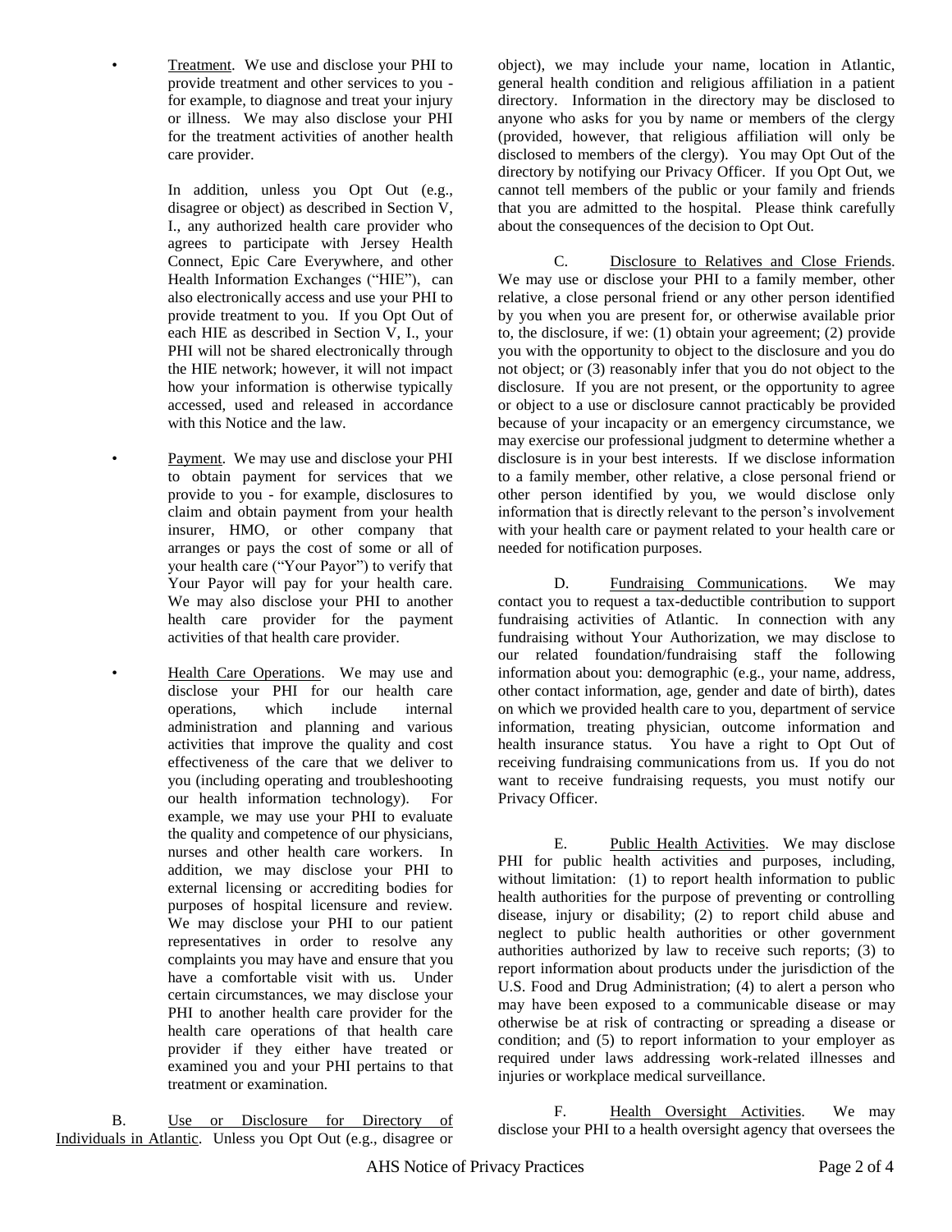- Treatment. We use and disclose your PHI to provide treatment and other services to you - for example, to diagnose and treat your injury or illness. We may also disclose your PHI for the treatment activities of another health care provider.

  In addition, unless you Opt Out (e.g., disagree or object) as described in Section V, I., any authorized health care provider who agrees to participate with Jersey Health Connect, Epic Care Everywhere, and other Health Information Exchanges ("HIE"), can also electronically access and use your PHI to provide treatment to you. If you Opt Out of each HIE as described in Section V, I., your PHI will not be shared electronically through the HIE network; however, it will not impact how your information is otherwise typically accessed, used and released in accordance with this Notice and the law.

- Payment. We may use and disclose your PHI to obtain payment for services that we provide to you - for example, disclosures to claim and obtain payment from your health insurer, HMO, or other company that arranges or pays the cost of some or all of your health care ("Your Payor") to verify that Your Payor will pay for your health care. We may also disclose your PHI to another health care provider for the payment activities of that health care provider.

- Health Care Operations. We may use and disclose your PHI for our health care operations, which include internal administration and planning and various activities that improve the quality and cost effectiveness of the care that we deliver to you (including operating and troubleshooting our health information technology). For example, we may use your PHI to evaluate the quality and competence of our physicians, nurses and other health care workers. In addition, we may disclose your PHI to external licensing or accrediting bodies for purposes of hospital licensure and review. We may disclose your PHI to our patient representatives in order to resolve any complaints you may have and ensure that you have a comfortable visit with us. Under certain circumstances, we may disclose your PHI to another health care provider for the health care operations of that health care provider if they either have treated or examined you and your PHI pertains to that treatment or examination.

B. Use or Disclosure for Directory of Individuals in Atlantic. Unless you Opt Out (e.g., disagree or object), we may include your name, location in Atlantic, general health condition and religious affiliation in a patient directory. Information in the directory may be disclosed to anyone who asks for you by name or members of the clergy (provided, however, that religious affiliation will only be disclosed to members of the clergy). You may Opt Out of the directory by notifying our Privacy Officer. If you Opt Out, we cannot tell members of the public or your family and friends that you are admitted to the hospital. Please think carefully about the consequences of the decision to Opt Out.

C. Disclosure to Relatives and Close Friends. We may use or disclose your PHI to a family member, other relative, a close personal friend or any other person identified by you when you are present for, or otherwise available prior to, the disclosure, if we: (1) obtain your agreement; (2) provide you with the opportunity to object to the disclosure and you do not object; or (3) reasonably infer that you do not object to the disclosure. If you are not present, or the opportunity to agree or object to a use or disclosure cannot practicably be provided because of your incapacity or an emergency circumstance, we may exercise our professional judgment to determine whether a disclosure is in your best interests. If we disclose information to a family member, other relative, a close personal friend or other person identified by you, we would disclose only information that is directly relevant to the person's involvement with your health care or payment related to your health care or needed for notification purposes.

D. Fundraising Communications. We may contact you to request a tax-deductible contribution to support fundraising activities of Atlantic. In connection with any fundraising without Your Authorization, we may disclose to our related foundation/fundraising staff the following information about you: demographic (e.g., your name, address, other contact information, age, gender and date of birth), dates on which we provided health care to you, department of service information, treating physician, outcome information and health insurance status. You have a right to Opt Out of receiving fundraising communications from us. If you do not want to receive fundraising requests, you must notify our Privacy Officer.

E. Public Health Activities. We may disclose PHI for public health activities and purposes, including, without limitation: (1) to report health information to public health authorities for the purpose of preventing or controlling disease, injury or disability; (2) to report child abuse and neglect to public health authorities or other government authorities authorized by law to receive such reports; (3) to report information about products under the jurisdiction of the U.S. Food and Drug Administration; (4) to alert a person who may have been exposed to a communicable disease or may otherwise be at risk of contracting or spreading a disease or condition; and (5) to report information to your employer as required under laws addressing work-related illnesses and injuries or workplace medical surveillance.

F. Health Oversight Activities. We may disclose your PHI to a health oversight agency that oversees the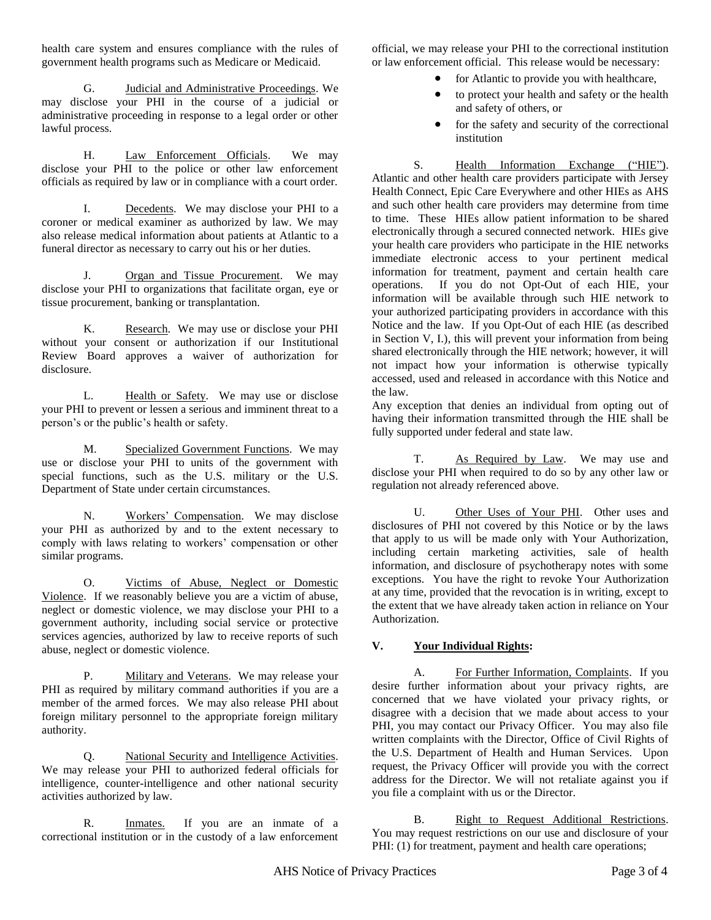health care system and ensures compliance with the rules of government health programs such as Medicare or Medicaid.

G. Judicial and Administrative Proceedings. We may disclose your PHI in the course of a judicial or administrative proceeding in response to a legal order or other lawful process.

H. Law Enforcement Officials. We may disclose your PHI to the police or other law enforcement officials as required by law or in compliance with a court order.

I. Decedents. We may disclose your PHI to a coroner or medical examiner as authorized by law. We may also release medical information about patients at Atlantic to a funeral director as necessary to carry out his or her duties.

J. Organ and Tissue Procurement. We may disclose your PHI to organizations that facilitate organ, eye or tissue procurement, banking or transplantation.

K. Research. We may use or disclose your PHI without your consent or authorization if our Institutional Review Board approves a waiver of authorization for disclosure.

L. Health or Safety. We may use or disclose your PHI to prevent or lessen a serious and imminent threat to a person's or the public's health or safety.

M. Specialized Government Functions. We may use or disclose your PHI to units of the government with special functions, such as the U.S. military or the U.S. Department of State under certain circumstances.

N. Workers' Compensation. We may disclose your PHI as authorized by and to the extent necessary to comply with laws relating to workers' compensation or other similar programs.

O. Victims of Abuse, Neglect or Domestic Violence. If we reasonably believe you are a victim of abuse, neglect or domestic violence, we may disclose your PHI to a government authority, including social service or protective services agencies, authorized by law to receive reports of such abuse, neglect or domestic violence.

P. Military and Veterans. We may release your PHI as required by military command authorities if you are a member of the armed forces. We may also release PHI about foreign military personnel to the appropriate foreign military authority.

Q. National Security and Intelligence Activities. We may release your PHI to authorized federal officials for intelligence, counter-intelligence and other national security activities authorized by law.

R. Inmates. If you are an inmate of a correctional institution or in the custody of a law enforcement official, we may release your PHI to the correctional institution or law enforcement official. This release would be necessary:

- for Atlantic to provide you with healthcare,
- to protect your health and safety or the health and safety of others, or
- for the safety and security of the correctional institution

S. Health Information Exchange ("HIE"). Atlantic and other health care providers participate with Jersey Health Connect, Epic Care Everywhere and other HIEs as AHS and such other health care providers may determine from time to time. These HIEs allow patient information to be shared electronically through a secured connected network. HIEs give your health care providers who participate in the HIE networks immediate electronic access to your pertinent medical information for treatment, payment and certain health care operations. If you do not Opt-Out of each HIE, your information will be available through such HIE network to your authorized participating providers in accordance with this Notice and the law. If you Opt-Out of each HIE (as described in Section V, I.), this will prevent your information from being shared electronically through the HIE network; however, it will not impact how your information is otherwise typically accessed, used and released in accordance with this Notice and the law.

Any exception that denies an individual from opting out of having their information transmitted through the HIE shall be fully supported under federal and state law.

T. As Required by Law. We may use and disclose your PHI when required to do so by any other law or regulation not already referenced above.

U. Other Uses of Your PHI. Other uses and disclosures of PHI not covered by this Notice or by the laws that apply to us will be made only with Your Authorization, including certain marketing activities, sale of health information, and disclosure of psychotherapy notes with some exceptions. You have the right to revoke Your Authorization at any time, provided that the revocation is in writing, except to the extent that we have already taken action in reliance on Your Authorization.

## V. Your Individual Rights:

A. For Further Information, Complaints. If you desire further information about your privacy rights, are concerned that we have violated your privacy rights, or disagree with a decision that we made about access to your PHI, you may contact our Privacy Officer. You may also file written complaints with the Director, Office of Civil Rights of the U.S. Department of Health and Human Services. Upon request, the Privacy Officer will provide you with the correct address for the Director. We will not retaliate against you if you file a complaint with us or the Director.

B. Right to Request Additional Restrictions. You may request restrictions on our use and disclosure of your PHI: (1) for treatment, payment and health care operations;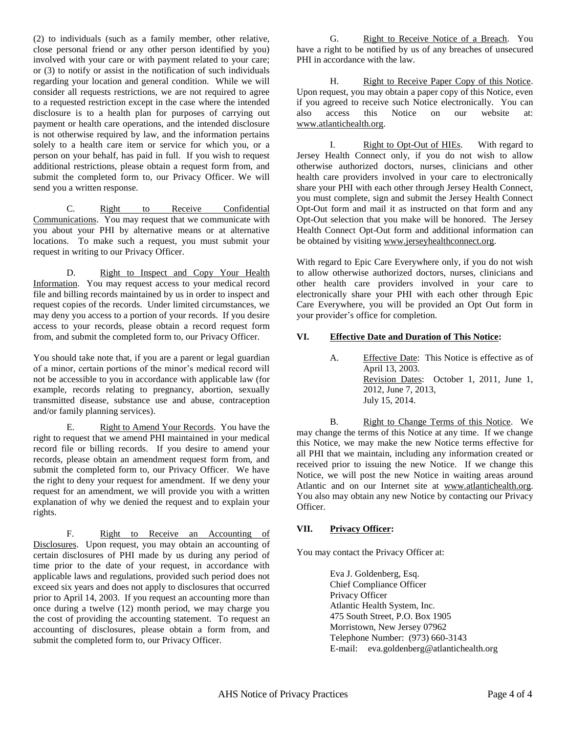(2) to individuals (such as a family member, other relative, close personal friend or any other person identified by you) involved with your care or with payment related to your care; or (3) to notify or assist in the notification of such individuals regarding your location and general condition. While we will consider all requests restrictions, we are not required to agree to a requested restriction except in the case where the intended disclosure is to a health plan for purposes of carrying out payment or health care operations, and the intended disclosure is not otherwise required by law, and the information pertains solely to a health care item or service for which you, or a person on your behalf, has paid in full. If you wish to request additional restrictions, please obtain a request form from, and submit the completed form to, our Privacy Officer. We will send you a written response.

C. Right to Receive Confidential Communications. You may request that we communicate with you about your PHI by alternative means or at alternative locations. To make such a request, you must submit your request in writing to our Privacy Officer.

D. Right to Inspect and Copy Your Health Information. You may request access to your medical record file and billing records maintained by us in order to inspect and request copies of the records. Under limited circumstances, we may deny you access to a portion of your records. If you desire access to your records, please obtain a record request form from, and submit the completed form to, our Privacy Officer.

You should take note that, if you are a parent or legal guardian of a minor, certain portions of the minor's medical record will not be accessible to you in accordance with applicable law (for example, records relating to pregnancy, abortion, sexually transmitted disease, substance use and abuse, contraception and/or family planning services).

E. Right to Amend Your Records. You have the right to request that we amend PHI maintained in your medical record file or billing records. If you desire to amend your records, please obtain an amendment request form from, and submit the completed form to, our Privacy Officer. We have the right to deny your request for amendment. If we deny your request for an amendment, we will provide you with a written explanation of why we denied the request and to explain your rights.

F. Right to Receive an Accounting of Disclosures. Upon request, you may obtain an accounting of certain disclosures of PHI made by us during any period of time prior to the date of your request, in accordance with applicable laws and regulations, provided such period does not exceed six years and does not apply to disclosures that occurred prior to April 14, 2003. If you request an accounting more than once during a twelve (12) month period, we may charge you the cost of providing the accounting statement. To request an accounting of disclosures, please obtain a form from, and submit the completed form to, our Privacy Officer.

G. Right to Receive Notice of a Breach. You have a right to be notified by us of any breaches of unsecured PHI in accordance with the law.

H. Right to Receive Paper Copy of this Notice. Upon request, you may obtain a paper copy of this Notice, even if you agreed to receive such Notice electronically. You can also access this Notice on our website at: www.atlantichealth.org.

I. Right to Opt-Out of HIEs. With regard to Jersey Health Connect only, if you do not wish to allow otherwise authorized doctors, nurses, clinicians and other health care providers involved in your care to electronically share your PHI with each other through Jersey Health Connect, you must complete, sign and submit the Jersey Health Connect Opt-Out form and mail it as instructed on that form and any Opt-Out selection that you make will be honored. The Jersey Health Connect Opt-Out form and additional information can be obtained by visiting www.jerseyhealthconnect.org.

With regard to Epic Care Everywhere only, if you do not wish to allow otherwise authorized doctors, nurses, clinicians and other health care providers involved in your care to electronically share your PHI with each other through Epic Care Everywhere, you will be provided an Opt Out form in your provider's office for completion.

## VI. Effective Date and Duration of This Notice:

A. Effective Date: This Notice is effective as of April 13, 2003.
Revision Dates: October 1, 2011, June 1, 2012, June 7, 2013, July 15, 2014.

B. Right to Change Terms of this Notice. We may change the terms of this Notice at any time. If we change this Notice, we may make the new Notice terms effective for all PHI that we maintain, including any information created or received prior to issuing the new Notice. If we change this Notice, we will post the new Notice in waiting areas around Atlantic and on our Internet site at www.atlantichealth.org. You also may obtain any new Notice by contacting our Privacy Officer.

## VII. Privacy Officer:

You may contact the Privacy Officer at:

Eva J. Goldenberg, Esq.
Chief Compliance Officer
Privacy Officer
Atlantic Health System, Inc.
475 South Street, P.O. Box 1905
Morristown, New Jersey 07962
Telephone Number: (973) 660-3143
E-mail: eva.goldenberg@atlantichealth.org